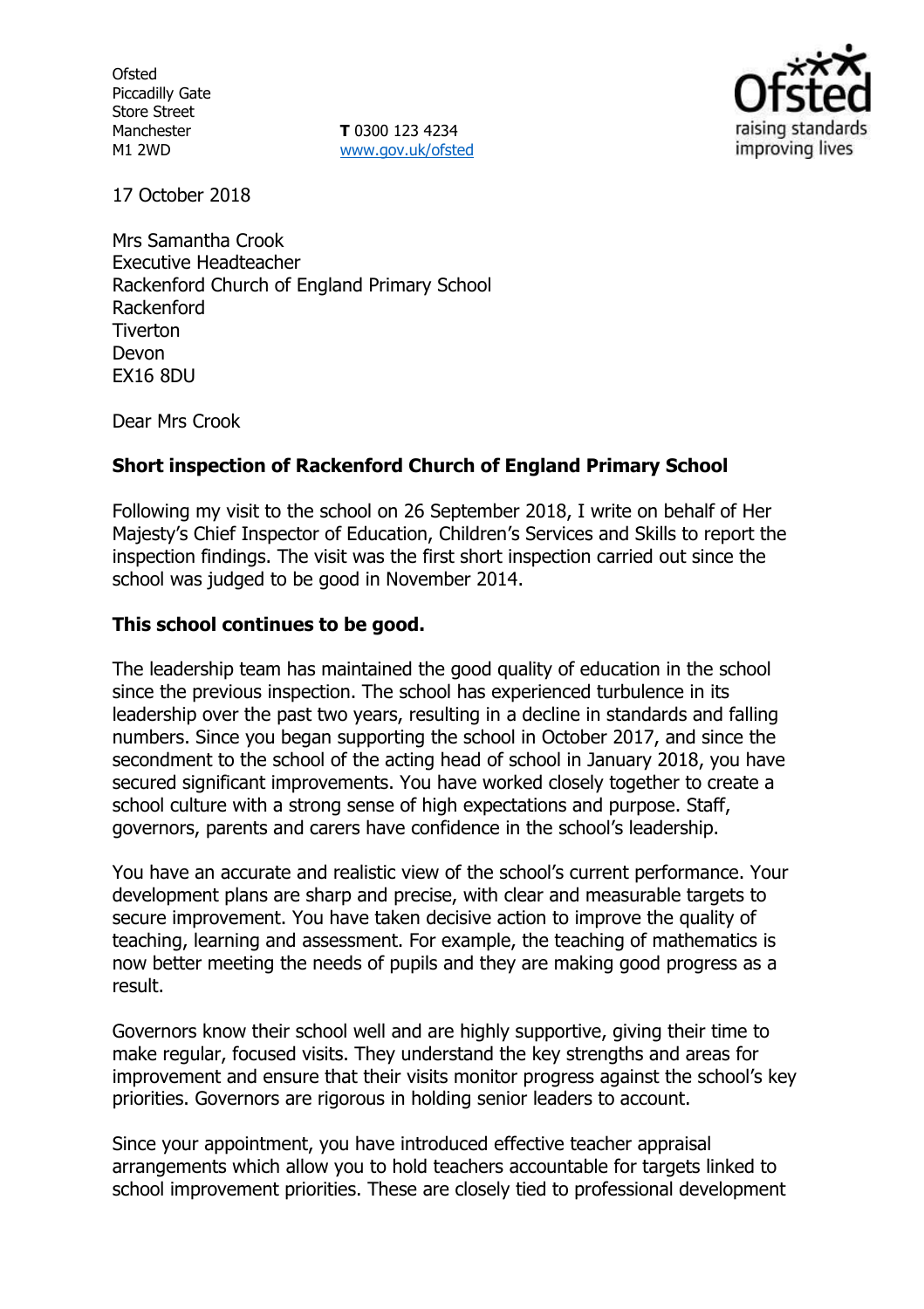Ofsted
Piccadilly Gate
Store Street
Manchester
M1 2WD

**T** 0300 123 4234
www.gov.uk/ofsted

17 October 2018

Mrs Samantha Crook
Executive Headteacher
Rackenford Church of England Primary School
Rackenford
Tiverton
Devon
EX16 8DU

Dear Mrs Crook

**Short inspection of Rackenford Church of England Primary School**

Following my visit to the school on 26 September 2018, I write on behalf of Her Majesty's Chief Inspector of Education, Children's Services and Skills to report the inspection findings. The visit was the first short inspection carried out since the school was judged to be good in November 2014.

**This school continues to be good.**

The leadership team has maintained the good quality of education in the school since the previous inspection. The school has experienced turbulence in its leadership over the past two years, resulting in a decline in standards and falling numbers. Since you began supporting the school in October 2017, and since the secondment to the school of the acting head of school in January 2018, you have secured significant improvements. You have worked closely together to create a school culture with a strong sense of high expectations and purpose. Staff, governors, parents and carers have confidence in the school's leadership.

You have an accurate and realistic view of the school's current performance. Your development plans are sharp and precise, with clear and measurable targets to secure improvement. You have taken decisive action to improve the quality of teaching, learning and assessment. For example, the teaching of mathematics is now better meeting the needs of pupils and they are making good progress as a result.

Governors know their school well and are highly supportive, giving their time to make regular, focused visits. They understand the key strengths and areas for improvement and ensure that their visits monitor progress against the school's key priorities. Governors are rigorous in holding senior leaders to account.

Since your appointment, you have introduced effective teacher appraisal arrangements which allow you to hold teachers accountable for targets linked to school improvement priorities. These are closely tied to professional development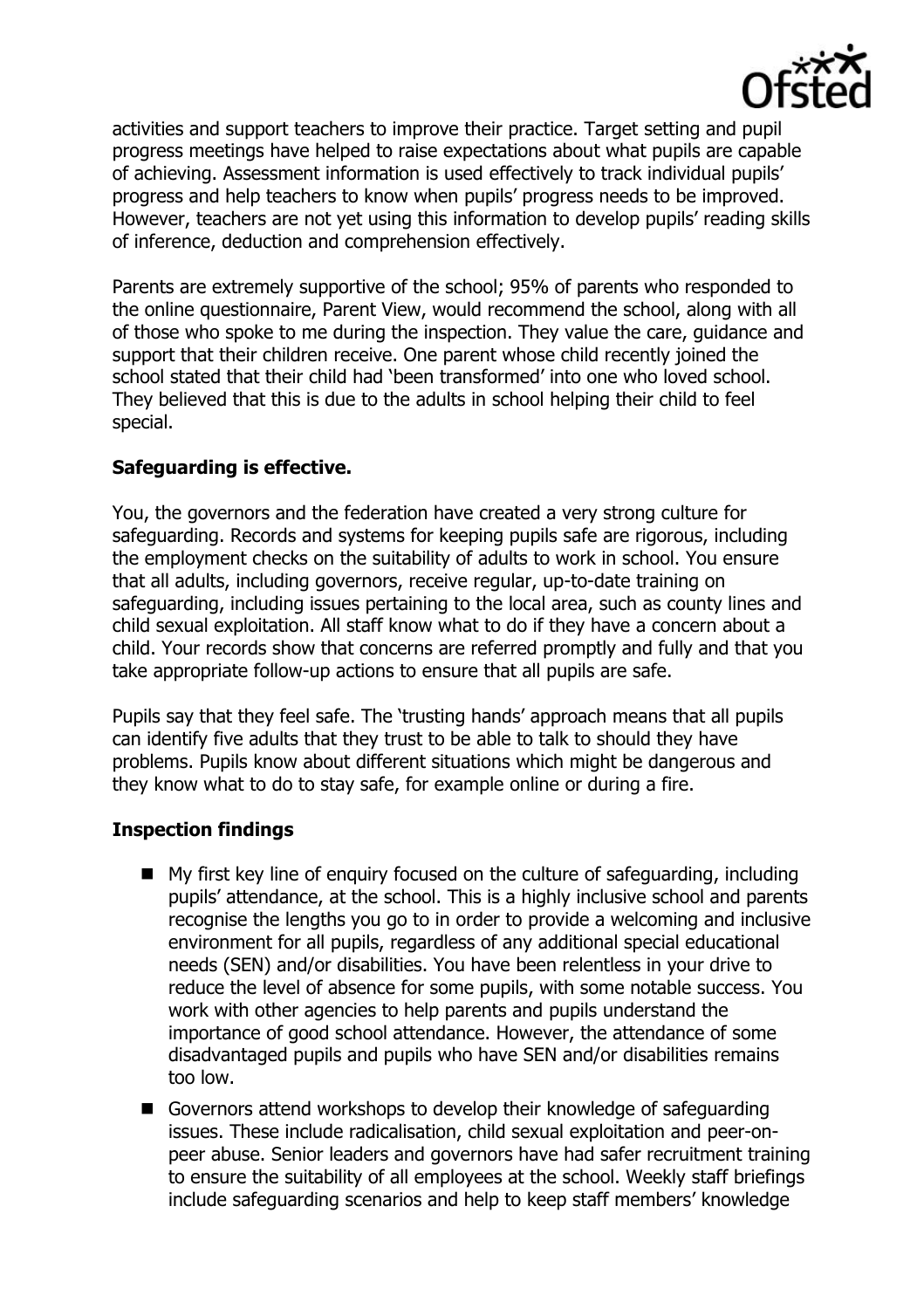activities and support teachers to improve their practice. Target setting and pupil progress meetings have helped to raise expectations about what pupils are capable of achieving. Assessment information is used effectively to track individual pupils' progress and help teachers to know when pupils' progress needs to be improved. However, teachers are not yet using this information to develop pupils' reading skills of inference, deduction and comprehension effectively.

Parents are extremely supportive of the school; 95% of parents who responded to the online questionnaire, Parent View, would recommend the school, along with all of those who spoke to me during the inspection. They value the care, guidance and support that their children receive. One parent whose child recently joined the school stated that their child had 'been transformed' into one who loved school. They believed that this is due to the adults in school helping their child to feel special.

## Safeguarding is effective.

You, the governors and the federation have created a very strong culture for safeguarding. Records and systems for keeping pupils safe are rigorous, including the employment checks on the suitability of adults to work in school. You ensure that all adults, including governors, receive regular, up-to-date training on safeguarding, including issues pertaining to the local area, such as county lines and child sexual exploitation. All staff know what to do if they have a concern about a child. Your records show that concerns are referred promptly and fully and that you take appropriate follow-up actions to ensure that all pupils are safe.

Pupils say that they feel safe. The 'trusting hands' approach means that all pupils can identify five adults that they trust to be able to talk to should they have problems. Pupils know about different situations which might be dangerous and they know what to do to stay safe, for example online or during a fire.

## Inspection findings

- My first key line of enquiry focused on the culture of safeguarding, including pupils' attendance, at the school. This is a highly inclusive school and parents recognise the lengths you go to in order to provide a welcoming and inclusive environment for all pupils, regardless of any additional special educational needs (SEN) and/or disabilities. You have been relentless in your drive to reduce the level of absence for some pupils, with some notable success. You work with other agencies to help parents and pupils understand the importance of good school attendance. However, the attendance of some disadvantaged pupils and pupils who have SEN and/or disabilities remains too low.
- Governors attend workshops to develop their knowledge of safeguarding issues. These include radicalisation, child sexual exploitation and peer-on-peer abuse. Senior leaders and governors have had safer recruitment training to ensure the suitability of all employees at the school. Weekly staff briefings include safeguarding scenarios and help to keep staff members' knowledge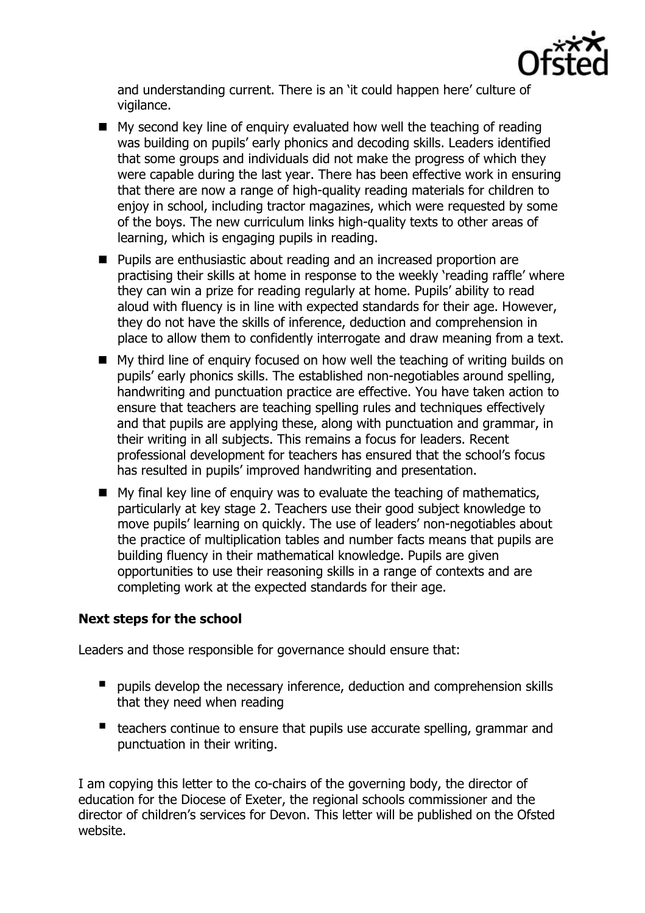and understanding current. There is an 'it could happen here' culture of vigilance.

- My second key line of enquiry evaluated how well the teaching of reading was building on pupils' early phonics and decoding skills. Leaders identified that some groups and individuals did not make the progress of which they were capable during the last year. There has been effective work in ensuring that there are now a range of high-quality reading materials for children to enjoy in school, including tractor magazines, which were requested by some of the boys. The new curriculum links high-quality texts to other areas of learning, which is engaging pupils in reading.
- Pupils are enthusiastic about reading and an increased proportion are practising their skills at home in response to the weekly 'reading raffle' where they can win a prize for reading regularly at home. Pupils' ability to read aloud with fluency is in line with expected standards for their age. However, they do not have the skills of inference, deduction and comprehension in place to allow them to confidently interrogate and draw meaning from a text.
- My third line of enquiry focused on how well the teaching of writing builds on pupils' early phonics skills. The established non-negotiables around spelling, handwriting and punctuation practice are effective. You have taken action to ensure that teachers are teaching spelling rules and techniques effectively and that pupils are applying these, along with punctuation and grammar, in their writing in all subjects. This remains a focus for leaders. Recent professional development for teachers has ensured that the school's focus has resulted in pupils' improved handwriting and presentation.
- My final key line of enquiry was to evaluate the teaching of mathematics, particularly at key stage 2. Teachers use their good subject knowledge to move pupils' learning on quickly. The use of leaders' non-negotiables about the practice of multiplication tables and number facts means that pupils are building fluency in their mathematical knowledge. Pupils are given opportunities to use their reasoning skills in a range of contexts and are completing work at the expected standards for their age.

### Next steps for the school

Leaders and those responsible for governance should ensure that:

- pupils develop the necessary inference, deduction and comprehension skills that they need when reading
- teachers continue to ensure that pupils use accurate spelling, grammar and punctuation in their writing.

I am copying this letter to the co-chairs of the governing body, the director of education for the Diocese of Exeter, the regional schools commissioner and the director of children's services for Devon. This letter will be published on the Ofsted website.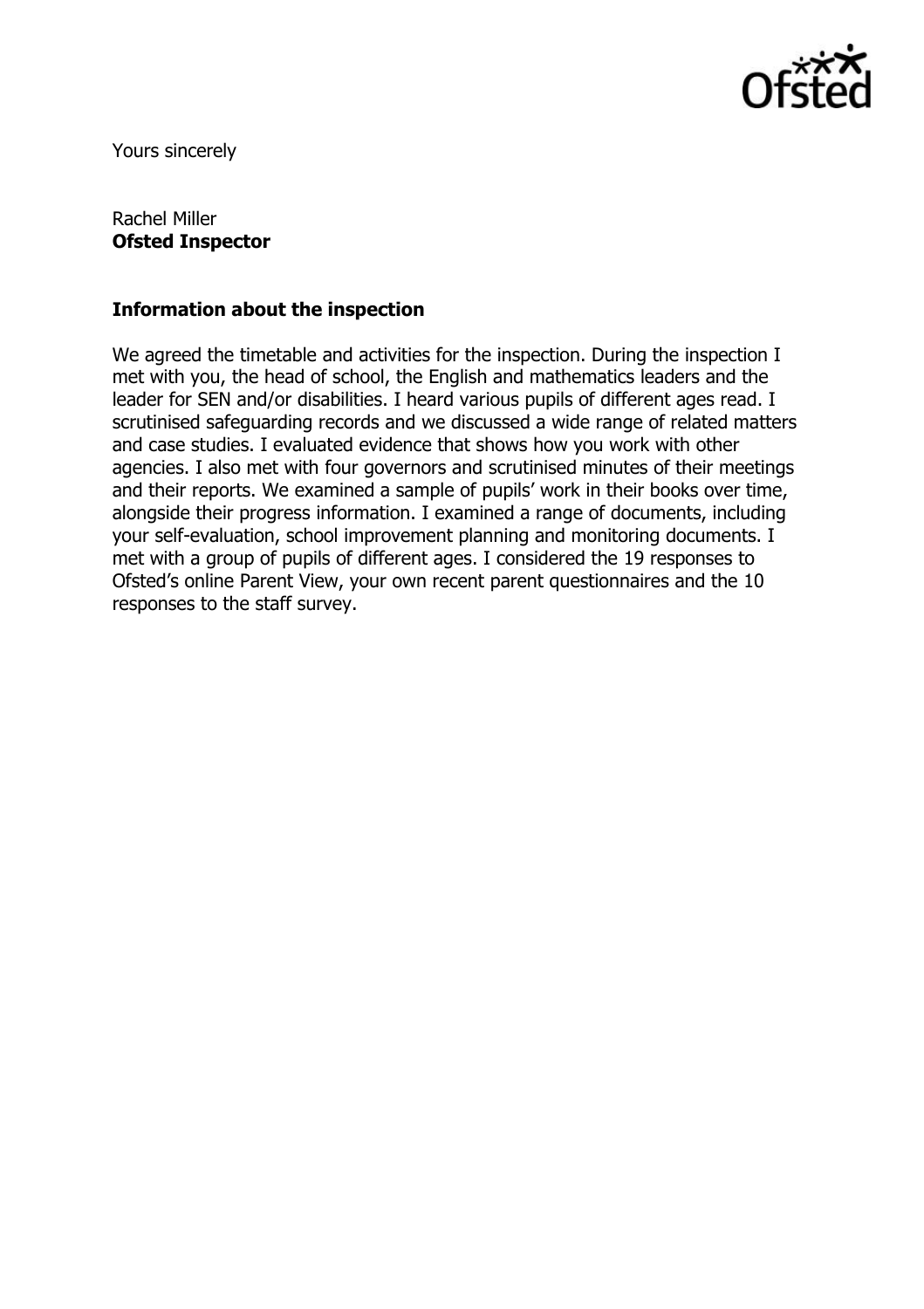Yours sincerely

Rachel Miller
**Ofsted Inspector**

## Information about the inspection

We agreed the timetable and activities for the inspection. During the inspection I met with you, the head of school, the English and mathematics leaders and the leader for SEN and/or disabilities. I heard various pupils of different ages read. I scrutinised safeguarding records and we discussed a wide range of related matters and case studies. I evaluated evidence that shows how you work with other agencies. I also met with four governors and scrutinised minutes of their meetings and their reports. We examined a sample of pupils' work in their books over time, alongside their progress information. I examined a range of documents, including your self-evaluation, school improvement planning and monitoring documents. I met with a group of pupils of different ages. I considered the 19 responses to Ofsted's online Parent View, your own recent parent questionnaires and the 10 responses to the staff survey.